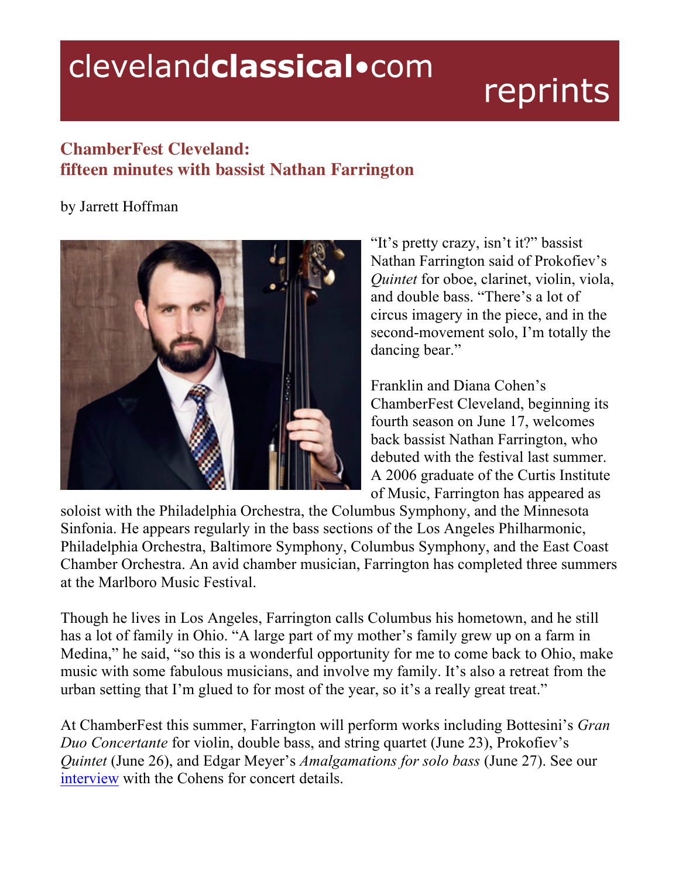clevelandclassical•com reprints

# ChamberFest Cleveland: fifteen minutes with bassist Nathan Farrington

by Jarrett Hoffman

"It's pretty crazy, isn't it?" bassist Nathan Farrington said of Prokofiev's *Quintet* for oboe, clarinet, violin, viola, and double bass. "There's a lot of circus imagery in the piece, and in the second-movement solo, I'm totally the dancing bear."

Franklin and Diana Cohen's ChamberFest Cleveland, beginning its fourth season on June 17, welcomes back bassist Nathan Farrington, who debuted with the festival last summer. A 2006 graduate of the Curtis Institute of Music, Farrington has appeared as soloist with the Philadelphia Orchestra, the Columbus Symphony, and the Minnesota Sinfonia. He appears regularly in the bass sections of the Los Angeles Philharmonic, Philadelphia Orchestra, Baltimore Symphony, Columbus Symphony, and the East Coast Chamber Orchestra. An avid chamber musician, Farrington has completed three summers at the Marlboro Music Festival.

Though he lives in Los Angeles, Farrington calls Columbus his hometown, and he still has a lot of family in Ohio. "A large part of my mother's family grew up on a farm in Medina," he said, "so this is a wonderful opportunity for me to come back to Ohio, make music with some fabulous musicians, and involve my family. It's also a retreat from the urban setting that I'm glued to for most of the year, so it's a really great treat."

At ChamberFest this summer, Farrington will perform works including Bottesini's *Gran Duo Concertante* for violin, double bass, and string quartet (June 23), Prokofiev's *Quintet* (June 26), and Edgar Meyer's *Amalgamations for solo bass* (June 27). See our interview with the Cohens for concert details.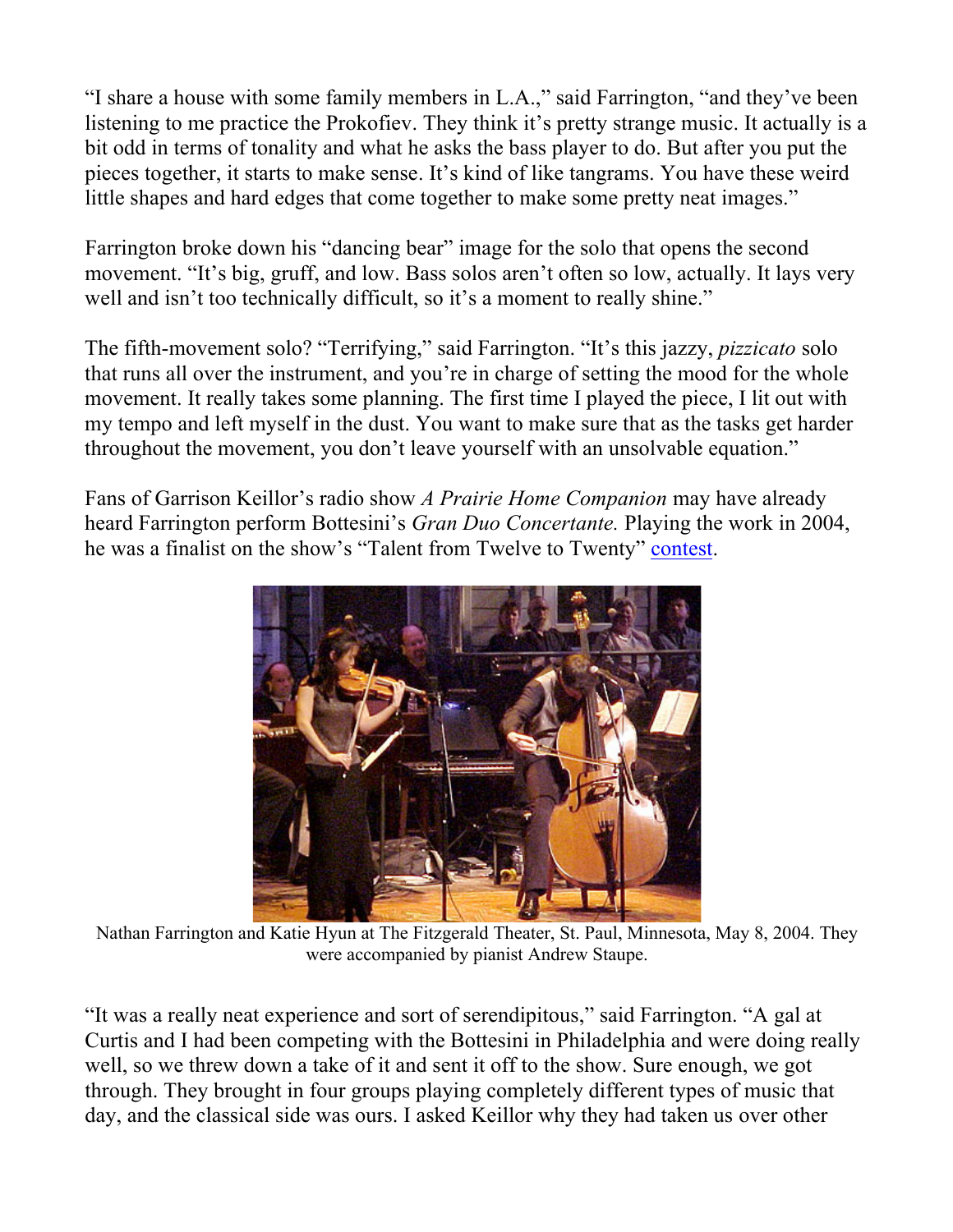"I share a house with some family members in L.A.," said Farrington, "and they've been listening to me practice the Prokofiev. They think it's pretty strange music. It actually is a bit odd in terms of tonality and what he asks the bass player to do. But after you put the pieces together, it starts to make sense. It's kind of like tangrams. You have these weird little shapes and hard edges that come together to make some pretty neat images."

Farrington broke down his "dancing bear" image for the solo that opens the second movement. "It's big, gruff, and low. Bass solos aren't often so low, actually. It lays very well and isn't too technically difficult, so it's a moment to really shine."

The fifth-movement solo? "Terrifying," said Farrington. "It's this jazzy, *pizzicato* solo that runs all over the instrument, and you're in charge of setting the mood for the whole movement. It really takes some planning. The first time I played the piece, I lit out with my tempo and left myself in the dust. You want to make sure that as the tasks get harder throughout the movement, you don't leave yourself with an unsolvable equation."

Fans of Garrison Keillor's radio show *A Prairie Home Companion* may have already heard Farrington perform Bottesini's *Gran Duo Concertante.* Playing the work in 2004, he was a finalist on the show's "Talent from Twelve to Twenty" contest.

Nathan Farrington and Katie Hyun at The Fitzgerald Theater, St. Paul, Minnesota, May 8, 2004. They were accompanied by pianist Andrew Staupe.

"It was a really neat experience and sort of serendipitous," said Farrington. "A gal at Curtis and I had been competing with the Bottesini in Philadelphia and were doing really well, so we threw down a take of it and sent it off to the show. Sure enough, we got through. They brought in four groups playing completely different types of music that day, and the classical side was ours. I asked Keillor why they had taken us over other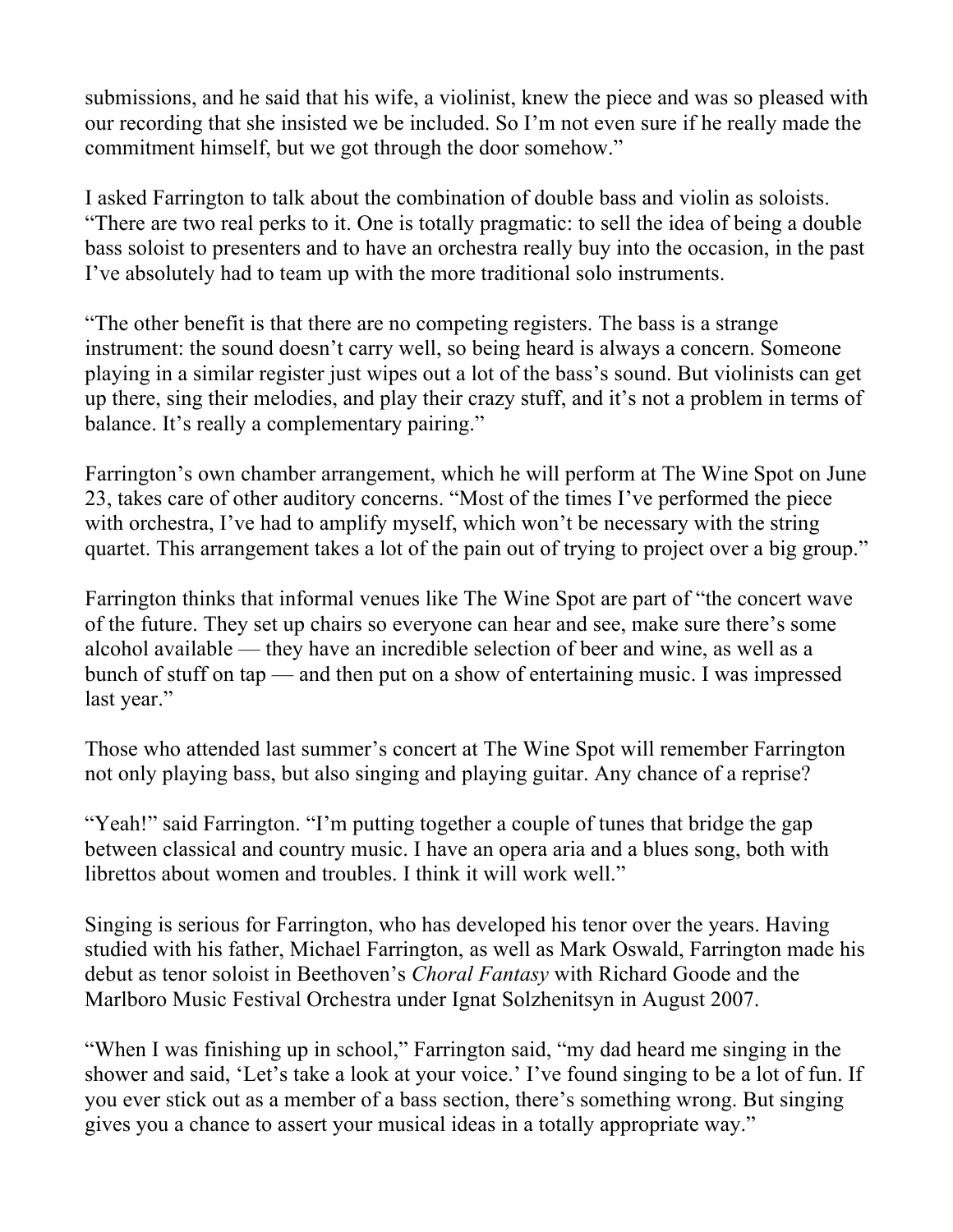submissions, and he said that his wife, a violinist, knew the piece and was so pleased with our recording that she insisted we be included. So I'm not even sure if he really made the commitment himself, but we got through the door somehow."

I asked Farrington to talk about the combination of double bass and violin as soloists. "There are two real perks to it. One is totally pragmatic: to sell the idea of being a double bass soloist to presenters and to have an orchestra really buy into the occasion, in the past I've absolutely had to team up with the more traditional solo instruments.

"The other benefit is that there are no competing registers. The bass is a strange instrument: the sound doesn't carry well, so being heard is always a concern. Someone playing in a similar register just wipes out a lot of the bass's sound. But violinists can get up there, sing their melodies, and play their crazy stuff, and it's not a problem in terms of balance. It's really a complementary pairing."

Farrington's own chamber arrangement, which he will perform at The Wine Spot on June 23, takes care of other auditory concerns. "Most of the times I've performed the piece with orchestra, I've had to amplify myself, which won't be necessary with the string quartet. This arrangement takes a lot of the pain out of trying to project over a big group."

Farrington thinks that informal venues like The Wine Spot are part of "the concert wave of the future. They set up chairs so everyone can hear and see, make sure there's some alcohol available — they have an incredible selection of beer and wine, as well as a bunch of stuff on tap — and then put on a show of entertaining music. I was impressed last year."

Those who attended last summer's concert at The Wine Spot will remember Farrington not only playing bass, but also singing and playing guitar. Any chance of a reprise?

"Yeah!" said Farrington. "I'm putting together a couple of tunes that bridge the gap between classical and country music. I have an opera aria and a blues song, both with librettos about women and troubles. I think it will work well."

Singing is serious for Farrington, who has developed his tenor over the years. Having studied with his father, Michael Farrington, as well as Mark Oswald, Farrington made his debut as tenor soloist in Beethoven's *Choral Fantasy* with Richard Goode and the Marlboro Music Festival Orchestra under Ignat Solzhenitsyn in August 2007.

"When I was finishing up in school," Farrington said, "my dad heard me singing in the shower and said, 'Let's take a look at your voice.' I've found singing to be a lot of fun. If you ever stick out as a member of a bass section, there's something wrong. But singing gives you a chance to assert your musical ideas in a totally appropriate way."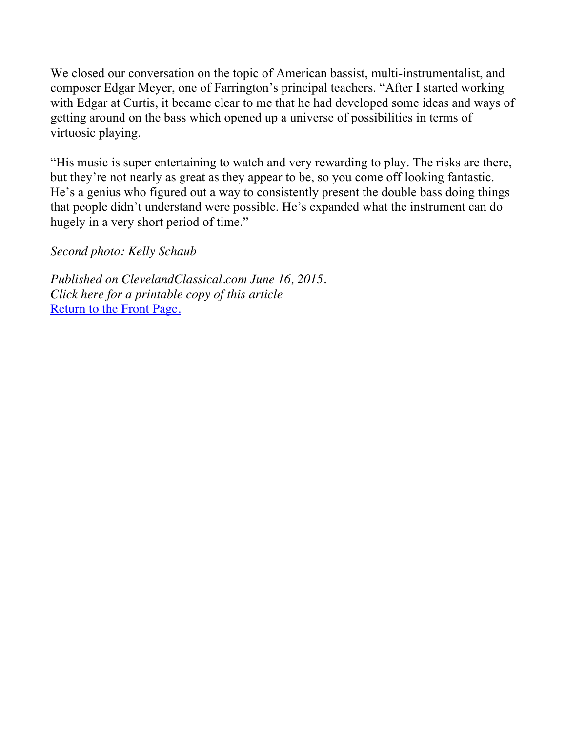We closed our conversation on the topic of American bassist, multi-instrumentalist, and composer Edgar Meyer, one of Farrington's principal teachers. "After I started working with Edgar at Curtis, it became clear to me that he had developed some ideas and ways of getting around on the bass which opened up a universe of possibilities in terms of virtuosic playing.

"His music is super entertaining to watch and very rewarding to play. The risks are there, but they're not nearly as great as they appear to be, so you come off looking fantastic. He's a genius who figured out a way to consistently present the double bass doing things that people didn't understand were possible. He's expanded what the instrument can do hugely in a very short period of time."

*Second photo: Kelly Schaub*

*Published on ClevelandClassical.com June 16, 2015.*
*Click here for a printable copy of this article*
[Return to the Front Page.]